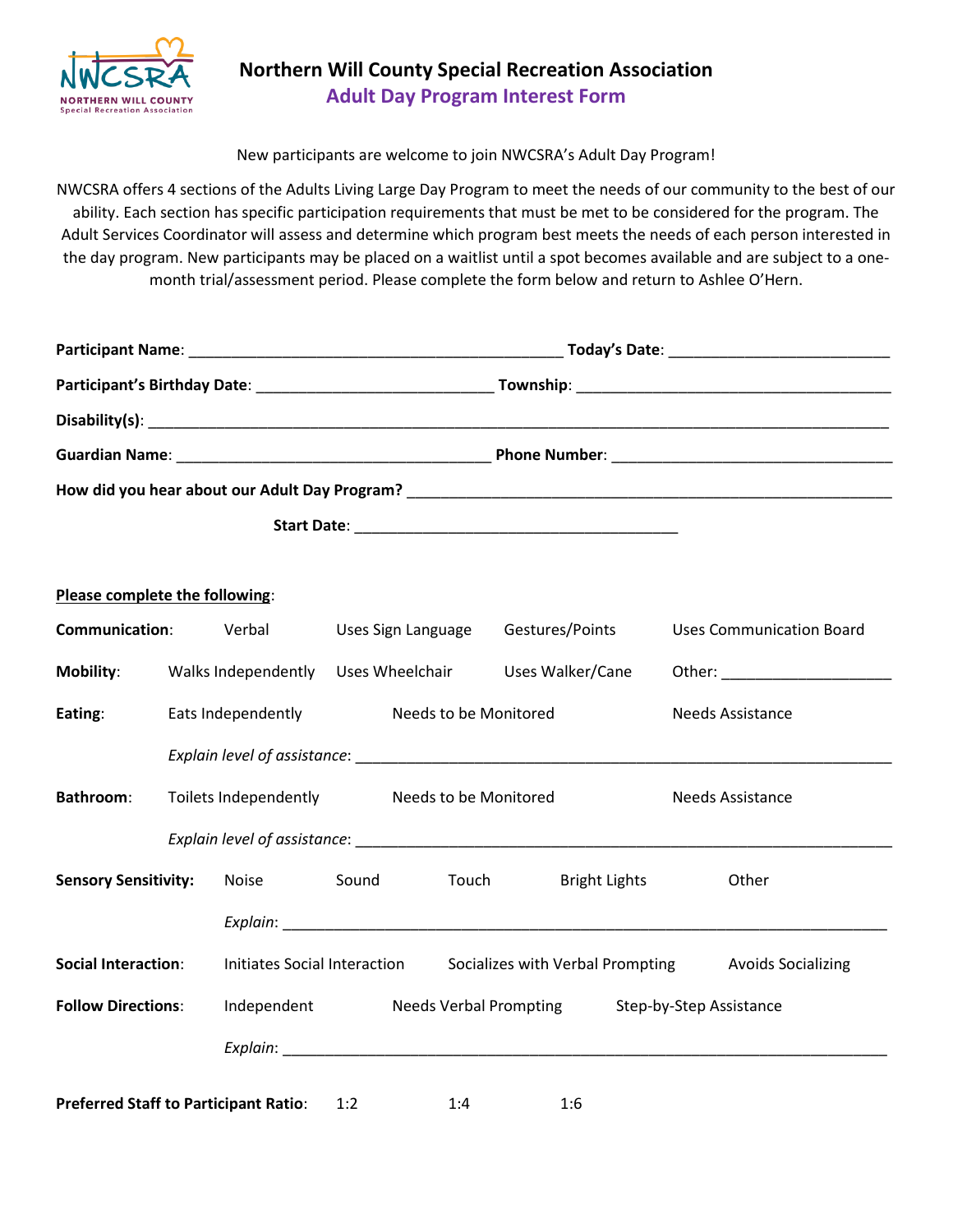# Northern Will County Special Recreation Association

## Adult Day Program Interest Form

New participants are welcome to join NWCSRA's Adult Day Program!

NWCSRA offers 4 sections of the Adults Living Large Day Program to meet the needs of our community to the best of our ability. Each section has specific participation requirements that must be met to be considered for the program. The Adult Services Coordinator will assess and determine which program best meets the needs of each person interested in the day program. New participants may be placed on a waitlist until a spot becomes available and are subject to a one-month trial/assessment period. Please complete the form below and return to Ashlee O'Hern.

**Participant Name**: _____________________________________________ **Today's Date**: __________________________

**Participant's Birthday Date**: ____________________________ **Township**: ______________________________________

**Disability(s)**: ___________________________________________________________________________________________

**Guardian Name**: ______________________________________ **Phone Number**: __________________________________

**How did you hear about our Adult Day Program?** ____________________________________________________________

**Start Date**: ______________________________________

**Please complete the following**:

**Communication**: Verbal | Uses Sign Language | Gestures/Points | Uses Communication Board

**Mobility**: Walks Independently | Uses Wheelchair | Uses Walker/Cane | Other: ____________________

**Eating**: Eats Independently | Needs to be Monitored | Needs Assistance

*Explain level of assistance*: _________________________________________________________________

**Bathroom**: Toilets Independently | Needs to be Monitored | Needs Assistance

*Explain level of assistance*: _________________________________________________________________

**Sensory Sensitivity:** Noise | Sound | Touch | Bright Lights | Other

*Explain*: _________________________________________________________________________

**Social Interaction**: Initiates Social Interaction | Socializes with Verbal Prompting | Avoids Socializing

**Follow Directions**: Independent | Needs Verbal Prompting | Step-by-Step Assistance

*Explain*: _________________________________________________________________________

**Preferred Staff to Participant Ratio**: 1:2 | 1:4 | 1:6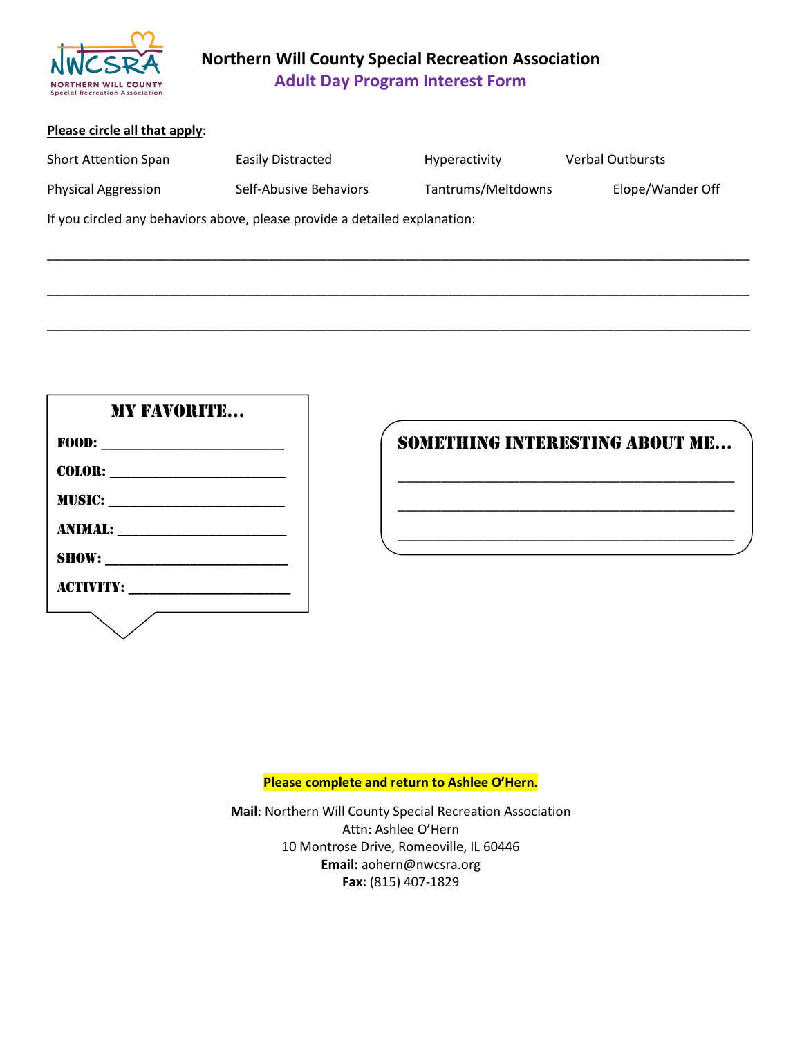# Northern Will County Special Recreation Association

## Adult Day Program Interest Form

**Please circle all that apply:**

| | | | |
|---|---|---|---|
| Short Attention Span | Easily Distracted | Hyperactivity | Verbal Outbursts |
| Physical Aggression | Self-Abusive Behaviors | Tantrums/Meltdowns | Elope/Wander Off |

If you circled any behaviors above, please provide a detailed explanation:

_______________________________________________________________________________

_______________________________________________________________________________

_______________________________________________________________________________

### MY FAVORITE...

**FOOD:** ______________________

**COLOR:** ______________________

**MUSIC:** ______________________

**ANIMAL:** ______________________

**SHOW:** ______________________

**ACTIVITY:** ______________________

### SOMETHING INTERESTING ABOUT ME...

_______________________________________

_______________________________________

_______________________________________

**Please complete and return to Ashlee O'Hern.**

**Mail**: Northern Will County Special Recreation Association
Attn: Ashlee O'Hern
10 Montrose Drive, Romeoville, IL 60446
**Email:** aohern@nwcsra.org
**Fax:** (815) 407-1829